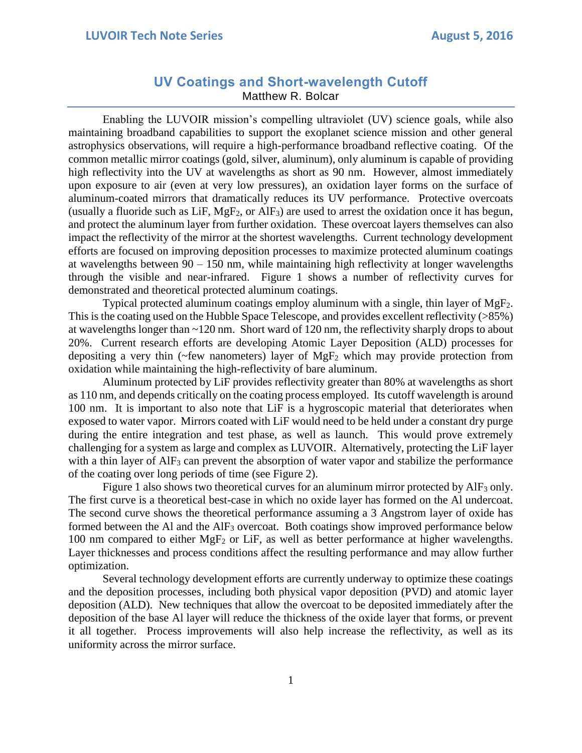# UV Coatings and Short-wavelength Cutoff

Matthew R. Bolcar

Enabling the LUVOIR mission's compelling ultraviolet (UV) science goals, while also maintaining broadband capabilities to support the exoplanet science mission and other general astrophysics observations, will require a high-performance broadband reflective coating. Of the common metallic mirror coatings (gold, silver, aluminum), only aluminum is capable of providing high reflectivity into the UV at wavelengths as short as 90 nm. However, almost immediately upon exposure to air (even at very low pressures), an oxidation layer forms on the surface of aluminum-coated mirrors that dramatically reduces its UV performance. Protective overcoats (usually a fluoride such as LiF, $MgF_2$, or $AlF_3$) are used to arrest the oxidation once it has begun, and protect the aluminum layer from further oxidation. These overcoat layers themselves can also impact the reflectivity of the mirror at the shortest wavelengths. Current technology development efforts are focused on improving deposition processes to maximize protected aluminum coatings at wavelengths between 90 – 150 nm, while maintaining high reflectivity at longer wavelengths through the visible and near-infrared. Figure 1 shows a number of reflectivity curves for demonstrated and theoretical protected aluminum coatings.

Typical protected aluminum coatings employ aluminum with a single, thin layer of $MgF_2$. This is the coating used on the Hubble Space Telescope, and provides excellent reflectivity (>85%) at wavelengths longer than ~120 nm. Short ward of 120 nm, the reflectivity sharply drops to about 20%. Current research efforts are developing Atomic Layer Deposition (ALD) processes for depositing a very thin (~few nanometers) layer of $MgF_2$ which may provide protection from oxidation while maintaining the high-reflectivity of bare aluminum.

Aluminum protected by LiF provides reflectivity greater than 80% at wavelengths as short as 110 nm, and depends critically on the coating process employed. Its cutoff wavelength is around 100 nm. It is important to also note that LiF is a hygroscopic material that deteriorates when exposed to water vapor. Mirrors coated with LiF would need to be held under a constant dry purge during the entire integration and test phase, as well as launch. This would prove extremely challenging for a system as large and complex as LUVOIR. Alternatively, protecting the LiF layer with a thin layer of $AlF_3$ can prevent the absorption of water vapor and stabilize the performance of the coating over long periods of time (see Figure 2).

Figure 1 also shows two theoretical curves for an aluminum mirror protected by $AlF_3$ only. The first curve is a theoretical best-case in which no oxide layer has formed on the Al undercoat. The second curve shows the theoretical performance assuming a 3 Angstrom layer of oxide has formed between the Al and the $AlF_3$ overcoat. Both coatings show improved performance below 100 nm compared to either $MgF_2$ or LiF, as well as better performance at higher wavelengths. Layer thicknesses and process conditions affect the resulting performance and may allow further optimization.

Several technology development efforts are currently underway to optimize these coatings and the deposition processes, including both physical vapor deposition (PVD) and atomic layer deposition (ALD). New techniques that allow the overcoat to be deposited immediately after the deposition of the base Al layer will reduce the thickness of the oxide layer that forms, or prevent it all together. Process improvements will also help increase the reflectivity, as well as its uniformity across the mirror surface.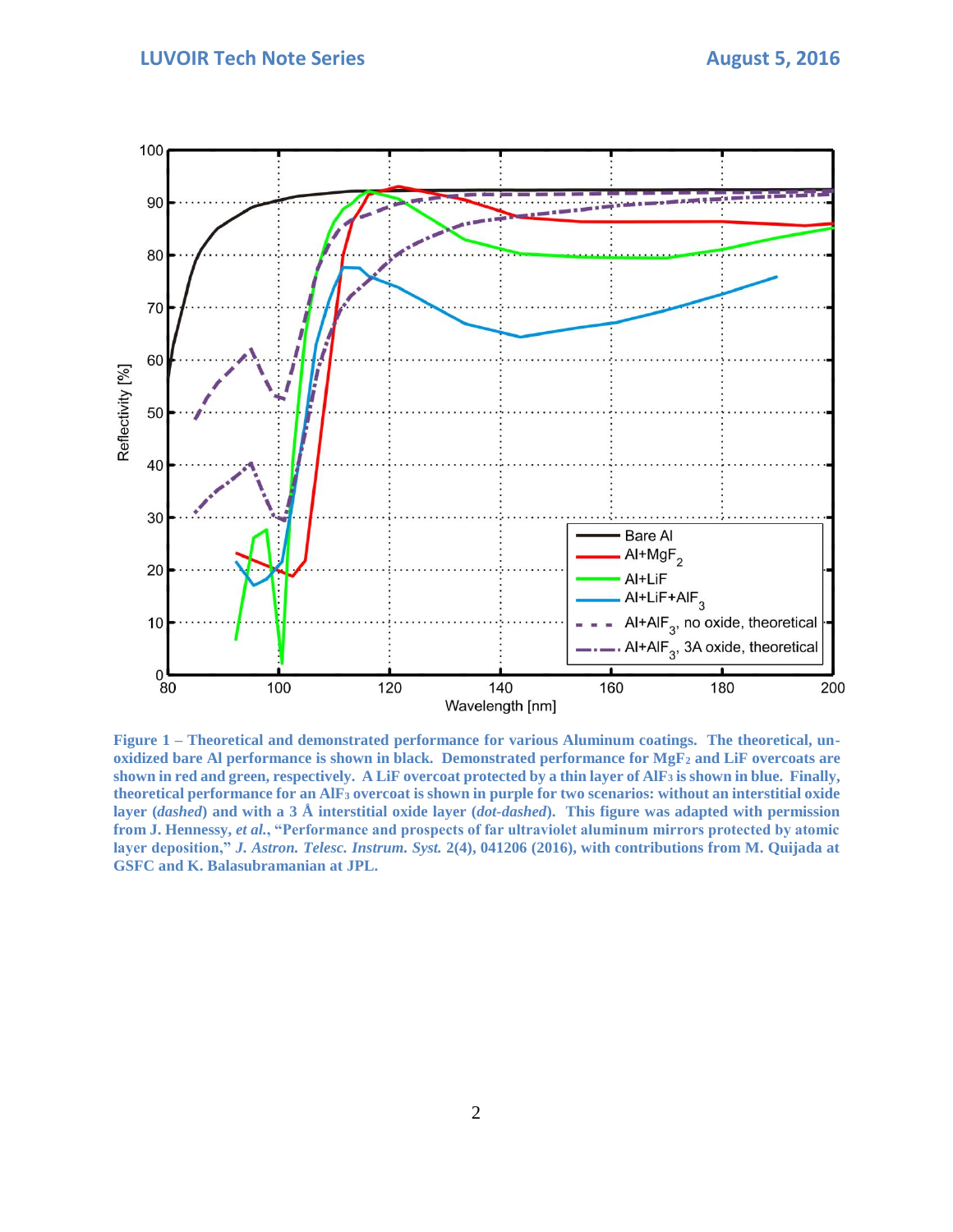**Figure 1 – Theoretical and demonstrated performance for various Aluminum coatings. The theoretical, un-oxidized bare Al performance is shown in black. Demonstrated performance for $MgF_2$ and LiF overcoats are shown in red and green, respectively. A LiF overcoat protected by a thin layer of $AlF_3$ is shown in blue. Finally, theoretical performance for an $AlF_3$ overcoat is shown in purple for two scenarios: without an interstitial oxide layer (*dashed*) and with a 3 Å interstitial oxide layer (*dot-dashed*). This figure was adapted with permission from J. Hennessy, *et al.*, "Performance and prospects of far ultraviolet aluminum mirrors protected by atomic layer deposition," *J. Astron. Telesc. Instrum. Syst.* 2(4), 041206 (2016), with contributions from M. Quijada at GSFC and K. Balasubramanian at JPL.**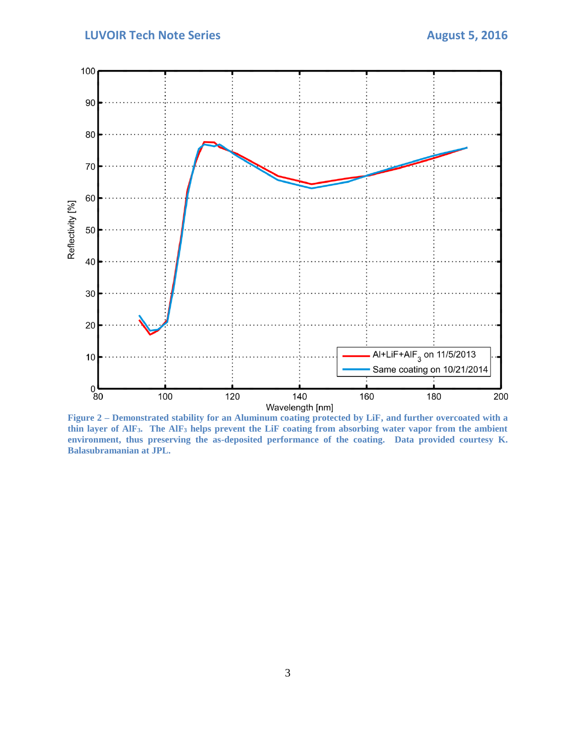Reflectivity [%]

100
90
80
70
60
50
40
30
20
10
0

80
100
120
140
160
180
200

Wavelength [nm]

Al+LiF+$AlF_3$ on 11/5/2013
Same coating on 10/21/2014

**Figure 2 – Demonstrated stability for an Aluminum coating protected by LiF, and further overcoated with a thin layer of $AlF_3$. The $AlF_3$ helps prevent the LiF coating from absorbing water vapor from the ambient environment, thus preserving the as-deposited performance of the coating. Data provided courtesy K. Balasubramanian at JPL.**